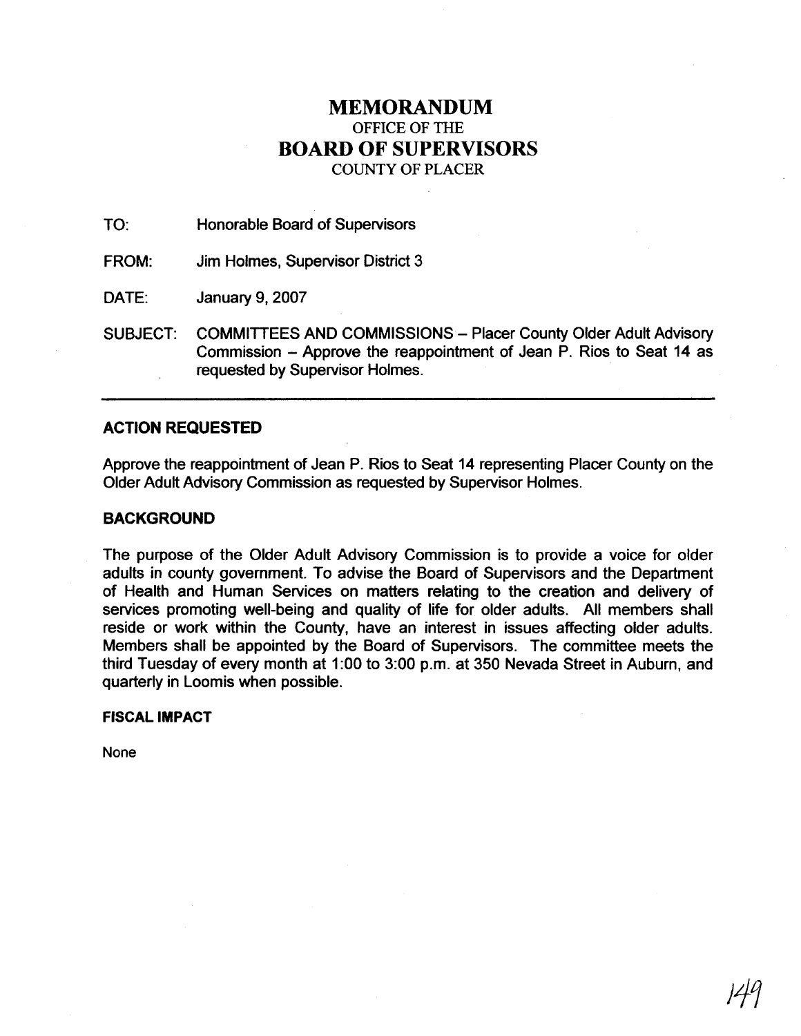# MEMORANDUM

## OFFICE OF THE

## BOARD OF SUPERVISORS

COUNTY OF PLACER

TO: Honorable Board of Supervisors

FROM: Jim Holmes, Supervisor District 3

DATE: January 9, 2007

SUBJECT: COMMITTEES AND COMMISSIONS – Placer County Older Adult Advisory Commission – Approve the reappointment of Jean P. Rios to Seat 14 as requested by Supervisor Holmes.

---

### ACTION REQUESTED

Approve the reappointment of Jean P. Rios to Seat 14 representing Placer County on the Older Adult Advisory Commission as requested by Supervisor Holmes.

### BACKGROUND

The purpose of the Older Adult Advisory Commission is to provide a voice for older adults in county government. To advise the Board of Supervisors and the Department of Health and Human Services on matters relating to the creation and delivery of services promoting well-being and quality of life for older adults. All members shall reside or work within the County, have an interest in issues affecting older adults. Members shall be appointed by the Board of Supervisors. The committee meets the third Tuesday of every month at 1:00 to 3:00 p.m. at 350 Nevada Street in Auburn, and quarterly in Loomis when possible.

#### FISCAL IMPACT

None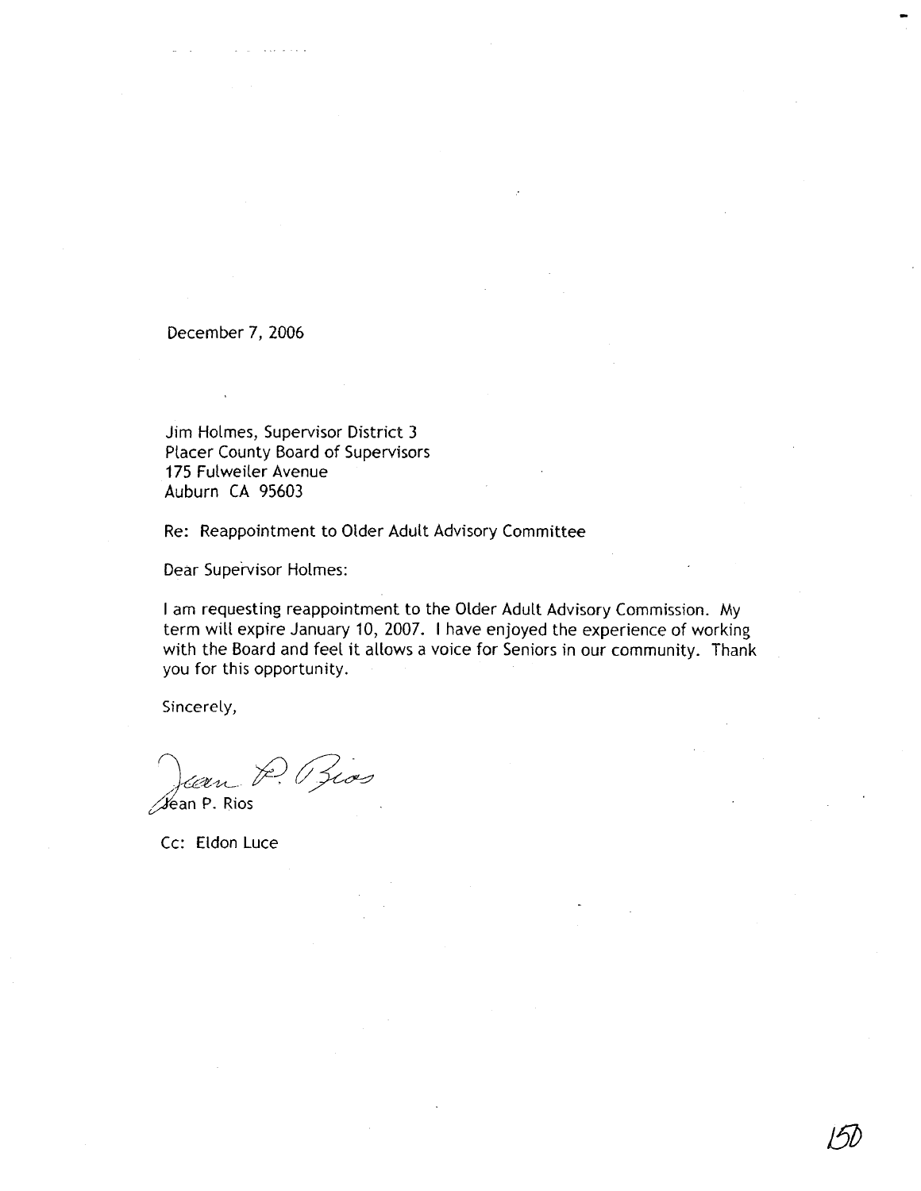December 7, 2006

Jim Holmes, Supervisor District 3
Placer County Board of Supervisors
175 Fulweiler Avenue
Auburn CA 95603

Re: Reappointment to Older Adult Advisory Committee

Dear Supervisor Holmes:

I am requesting reappointment to the Older Adult Advisory Commission. My term will expire January 10, 2007. I have enjoyed the experience of working with the Board and feel it allows a voice for Seniors in our community. Thank you for this opportunity.

Sincerely,

Jean P. Rios

Jean P. Rios

Cc: Eldon Luce

15D